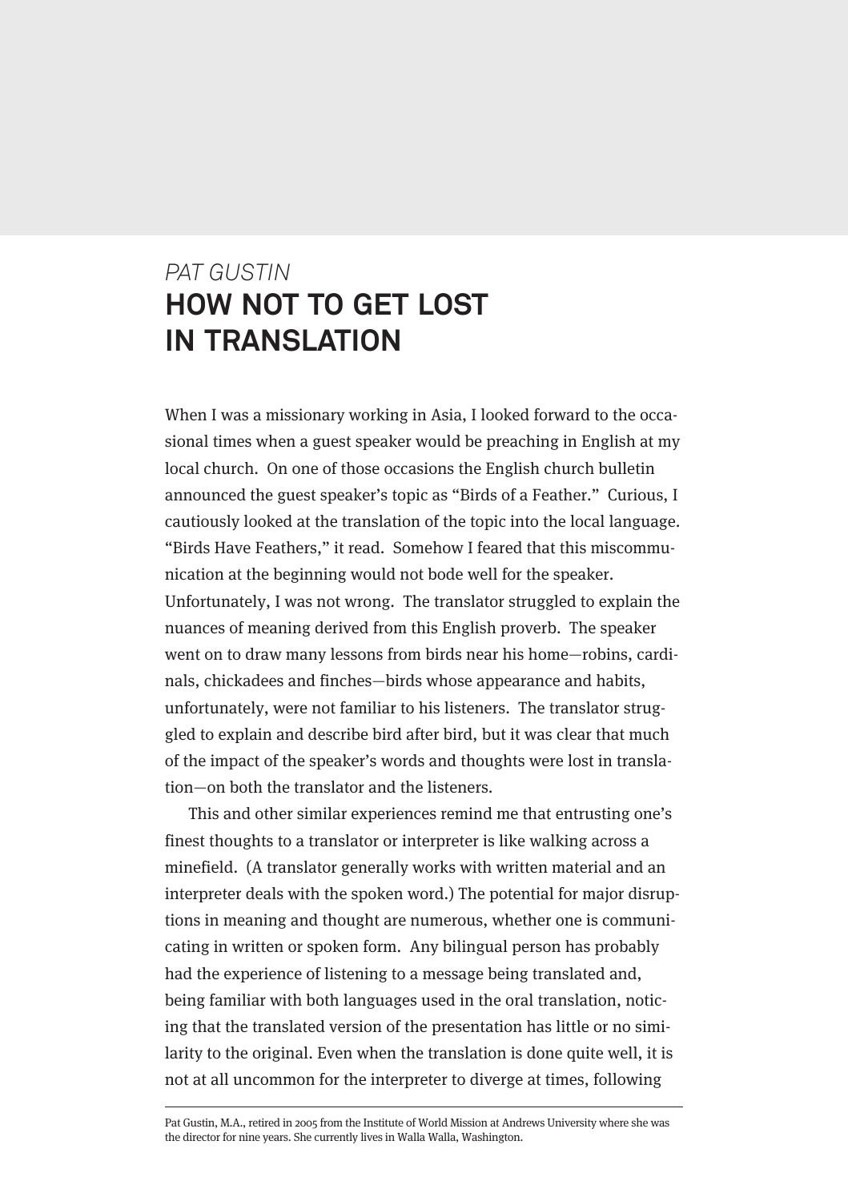*PAT GUSTIN*

# HOW NOT TO GET LOST IN TRANSLATION

When I was a missionary working in Asia, I looked forward to the occasional times when a guest speaker would be preaching in English at my local church. On one of those occasions the English church bulletin announced the guest speaker's topic as "Birds of a Feather." Curious, I cautiously looked at the translation of the topic into the local language. "Birds Have Feathers," it read. Somehow I feared that this miscommunication at the beginning would not bode well for the speaker. Unfortunately, I was not wrong. The translator struggled to explain the nuances of meaning derived from this English proverb. The speaker went on to draw many lessons from birds near his home—robins, cardinals, chickadees and finches—birds whose appearance and habits, unfortunately, were not familiar to his listeners. The translator struggled to explain and describe bird after bird, but it was clear that much of the impact of the speaker's words and thoughts were lost in translation—on both the translator and the listeners.

This and other similar experiences remind me that entrusting one's finest thoughts to a translator or interpreter is like walking across a minefield. (A translator generally works with written material and an interpreter deals with the spoken word.) The potential for major disruptions in meaning and thought are numerous, whether one is communicating in written or spoken form. Any bilingual person has probably had the experience of listening to a message being translated and, being familiar with both languages used in the oral translation, noticing that the translated version of the presentation has little or no similarity to the original. Even when the translation is done quite well, it is not at all uncommon for the interpreter to diverge at times, following

---

Pat Gustin, M.A., retired in 2005 from the Institute of World Mission at Andrews University where she was the director for nine years. She currently lives in Walla Walla, Washington.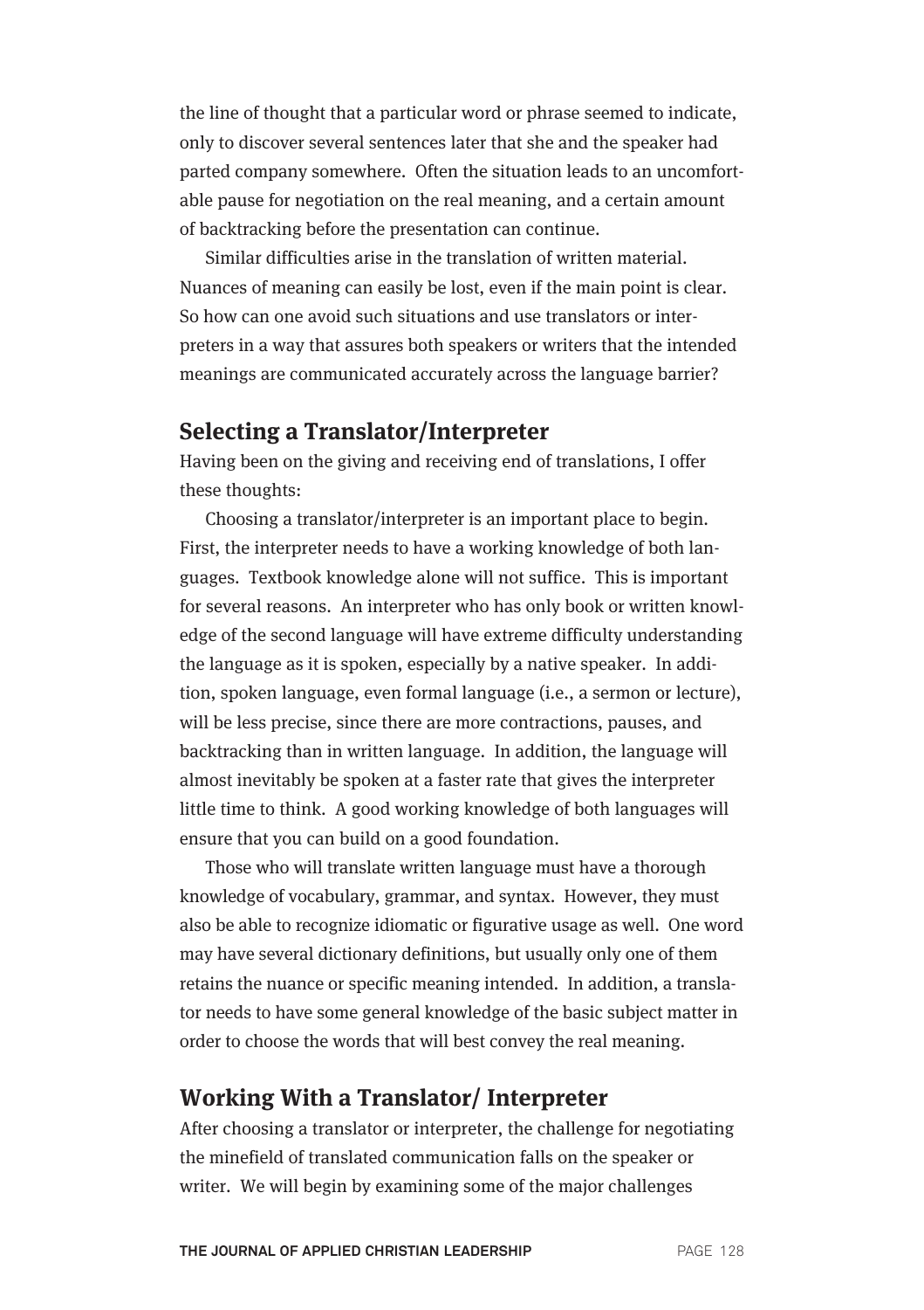the line of thought that a particular word or phrase seemed to indicate, only to discover several sentences later that she and the speaker had parted company somewhere. Often the situation leads to an uncomfortable pause for negotiation on the real meaning, and a certain amount of backtracking before the presentation can continue.

Similar difficulties arise in the translation of written material. Nuances of meaning can easily be lost, even if the main point is clear. So how can one avoid such situations and use translators or interpreters in a way that assures both speakers or writers that the intended meanings are communicated accurately across the language barrier?

## Selecting a Translator/Interpreter

Having been on the giving and receiving end of translations, I offer these thoughts:

Choosing a translator/interpreter is an important place to begin. First, the interpreter needs to have a working knowledge of both languages. Textbook knowledge alone will not suffice. This is important for several reasons. An interpreter who has only book or written knowledge of the second language will have extreme difficulty understanding the language as it is spoken, especially by a native speaker. In addition, spoken language, even formal language (i.e., a sermon or lecture), will be less precise, since there are more contractions, pauses, and backtracking than in written language. In addition, the language will almost inevitably be spoken at a faster rate that gives the interpreter little time to think. A good working knowledge of both languages will ensure that you can build on a good foundation.

Those who will translate written language must have a thorough knowledge of vocabulary, grammar, and syntax. However, they must also be able to recognize idiomatic or figurative usage as well. One word may have several dictionary definitions, but usually only one of them retains the nuance or specific meaning intended. In addition, a translator needs to have some general knowledge of the basic subject matter in order to choose the words that will best convey the real meaning.

## Working With a Translator/ Interpreter

After choosing a translator or interpreter, the challenge for negotiating the minefield of translated communication falls on the speaker or writer. We will begin by examining some of the major challenges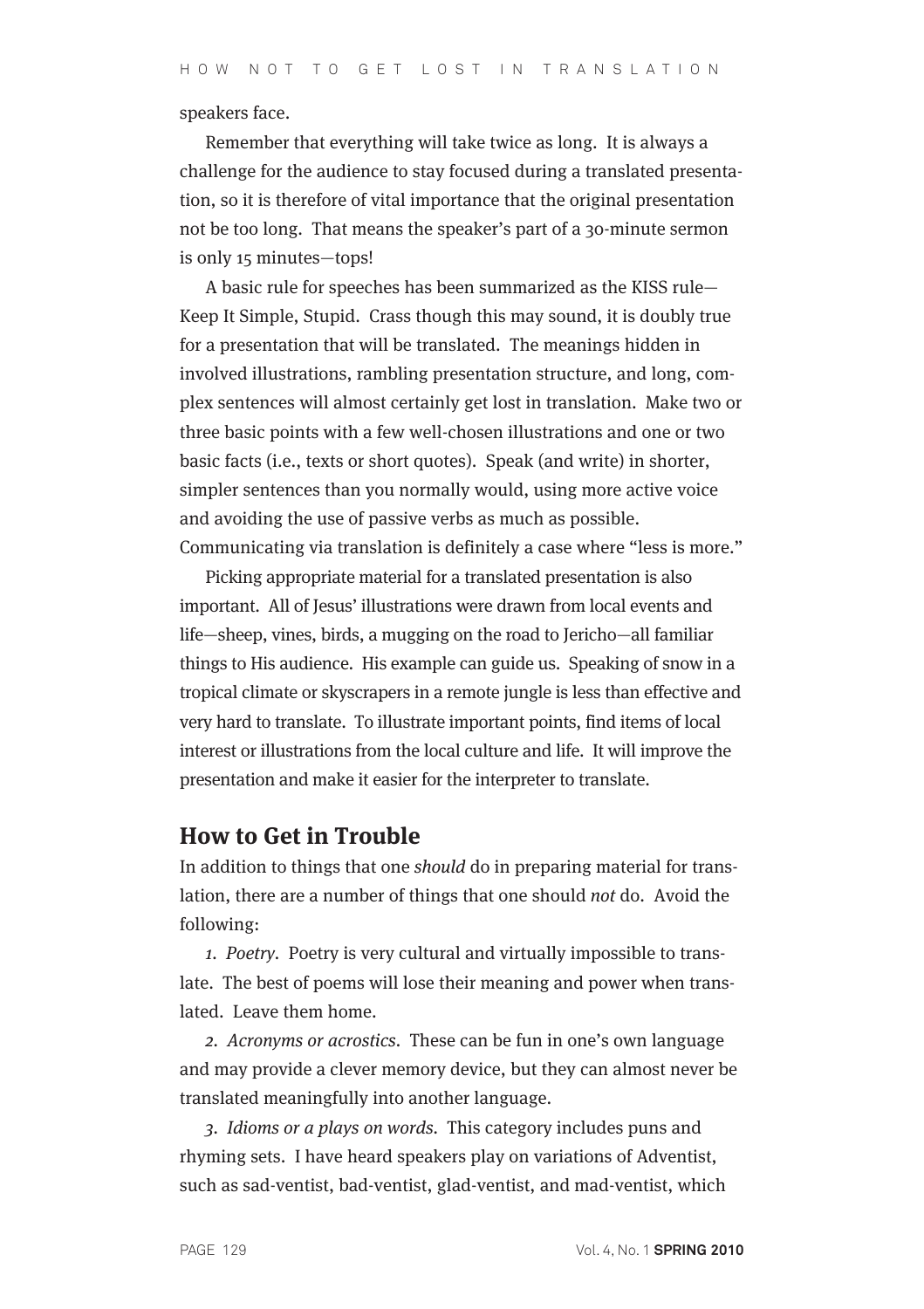speakers face.

Remember that everything will take twice as long. It is always a challenge for the audience to stay focused during a translated presentation, so it is therefore of vital importance that the original presentation not be too long. That means the speaker's part of a 30-minute sermon is only 15 minutes—tops!

A basic rule for speeches has been summarized as the KISS rule—Keep It Simple, Stupid. Crass though this may sound, it is doubly true for a presentation that will be translated. The meanings hidden in involved illustrations, rambling presentation structure, and long, complex sentences will almost certainly get lost in translation. Make two or three basic points with a few well-chosen illustrations and one or two basic facts (i.e., texts or short quotes). Speak (and write) in shorter, simpler sentences than you normally would, using more active voice and avoiding the use of passive verbs as much as possible. Communicating via translation is definitely a case where "less is more."

Picking appropriate material for a translated presentation is also important. All of Jesus' illustrations were drawn from local events and life—sheep, vines, birds, a mugging on the road to Jericho—all familiar things to His audience. His example can guide us. Speaking of snow in a tropical climate or skyscrapers in a remote jungle is less than effective and very hard to translate. To illustrate important points, find items of local interest or illustrations from the local culture and life. It will improve the presentation and make it easier for the interpreter to translate.

## How to Get in Trouble

In addition to things that one *should* do in preparing material for translation, there are a number of things that one should *not* do. Avoid the following:

1. *Poetry*. Poetry is very cultural and virtually impossible to translate. The best of poems will lose their meaning and power when translated. Leave them home.

2. *Acronyms or acrostics*. These can be fun in one's own language and may provide a clever memory device, but they can almost never be translated meaningfully into another language.

3. *Idioms or a plays on words*. This category includes puns and rhyming sets. I have heard speakers play on variations of Adventist, such as sad-ventist, bad-ventist, glad-ventist, and mad-ventist, which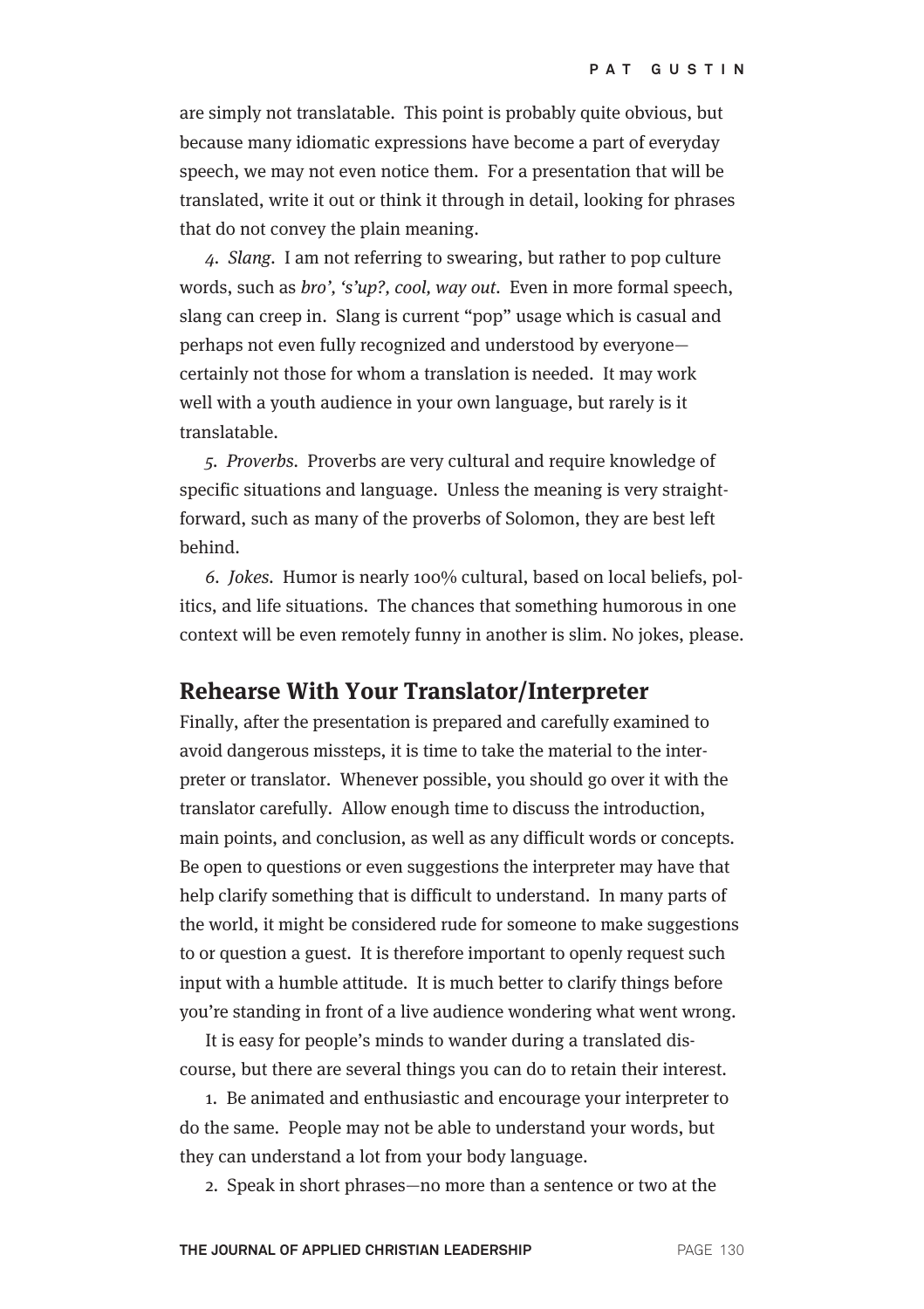are simply not translatable. This point is probably quite obvious, but because many idiomatic expressions have become a part of everyday speech, we may not even notice them. For a presentation that will be translated, write it out or think it through in detail, looking for phrases that do not convey the plain meaning.

*4. Slang.* I am not referring to swearing, but rather to pop culture words, such as *bro', 's'up?, cool, way out*. Even in more formal speech, slang can creep in. Slang is current "pop" usage which is casual and perhaps not even fully recognized and understood by everyone—certainly not those for whom a translation is needed. It may work well with a youth audience in your own language, but rarely is it translatable.

*5. Proverbs.* Proverbs are very cultural and require knowledge of specific situations and language. Unless the meaning is very straightforward, such as many of the proverbs of Solomon, they are best left behind.

*6. Jokes.* Humor is nearly 100% cultural, based on local beliefs, politics, and life situations. The chances that something humorous in one context will be even remotely funny in another is slim. No jokes, please.

## Rehearse With Your Translator/Interpreter

Finally, after the presentation is prepared and carefully examined to avoid dangerous missteps, it is time to take the material to the interpreter or translator. Whenever possible, you should go over it with the translator carefully. Allow enough time to discuss the introduction, main points, and conclusion, as well as any difficult words or concepts. Be open to questions or even suggestions the interpreter may have that help clarify something that is difficult to understand. In many parts of the world, it might be considered rude for someone to make suggestions to or question a guest. It is therefore important to openly request such input with a humble attitude. It is much better to clarify things before you're standing in front of a live audience wondering what went wrong.

It is easy for people's minds to wander during a translated discourse, but there are several things you can do to retain their interest.

1. Be animated and enthusiastic and encourage your interpreter to do the same. People may not be able to understand your words, but they can understand a lot from your body language.

2. Speak in short phrases—no more than a sentence or two at the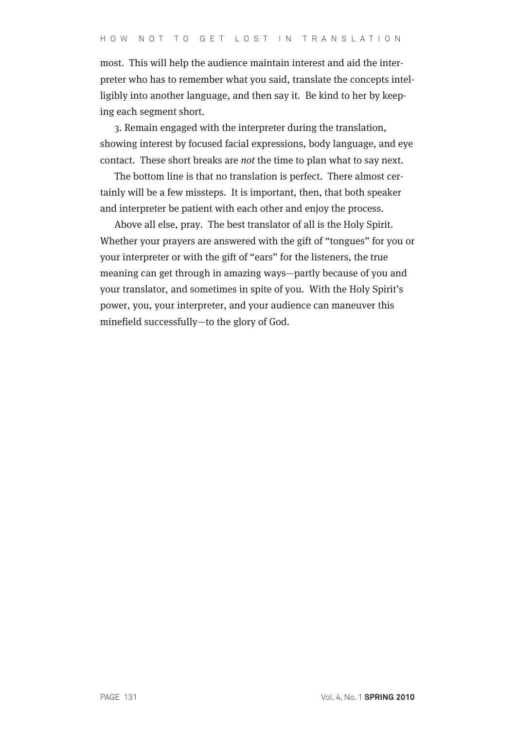most. This will help the audience maintain interest and aid the interpreter who has to remember what you said, translate the concepts intelligibly into another language, and then say it. Be kind to her by keeping each segment short.

3. Remain engaged with the interpreter during the translation, showing interest by focused facial expressions, body language, and eye contact. These short breaks are *not* the time to plan what to say next.

The bottom line is that no translation is perfect. There almost certainly will be a few missteps. It is important, then, that both speaker and interpreter be patient with each other and enjoy the process.

Above all else, pray. The best translator of all is the Holy Spirit. Whether your prayers are answered with the gift of "tongues" for you or your interpreter or with the gift of "ears" for the listeners, the true meaning can get through in amazing ways—partly because of you and your translator, and sometimes in spite of you. With the Holy Spirit's power, you, your interpreter, and your audience can maneuver this minefield successfully—to the glory of God.